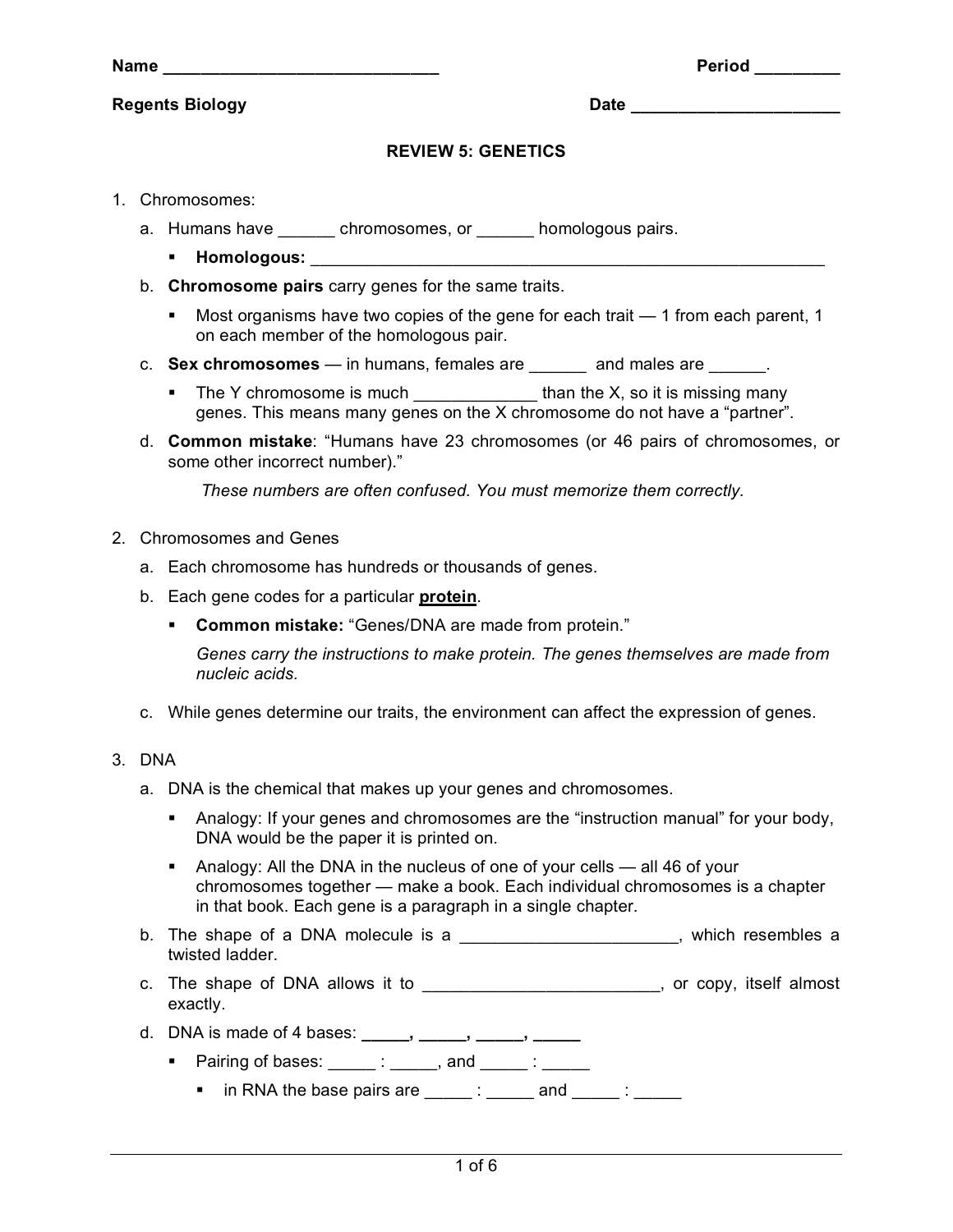Name ______________________________ Period _________

**Regents Biology** Date _______________________

## REVIEW 5: GENETICS

1. Chromosomes:

   a. Humans have ______ chromosomes, or ______ homologous pairs.

      - **Homologous:** __________________________________________________________

   b. **Chromosome pairs** carry genes for the same traits.

      - Most organisms have two copies of the gene for each trait — 1 from each parent, 1 on each member of the homologous pair.

   c. **Sex chromosomes** — in humans, females are ______ and males are ______.

      - The Y chromosome is much _____________ than the X, so it is missing many genes. This means many genes on the X chromosome do not have a "partner".

   d. **Common mistake**: "Humans have 23 chromosomes (or 46 pairs of chromosomes, or some other incorrect number)."

      *These numbers are often confused. You must memorize them correctly.*

2. Chromosomes and Genes

   a. Each chromosome has hundreds or thousands of genes.

   b. Each gene codes for a particular **protein**.

      - **Common mistake:** "Genes/DNA are made from protein."

        *Genes carry the instructions to make protein. The genes themselves are made from nucleic acids.*

   c. While genes determine our traits, the environment can affect the expression of genes.

3. DNA

   a. DNA is the chemical that makes up your genes and chromosomes.

      - Analogy: If your genes and chromosomes are the "instruction manual" for your body, DNA would be the paper it is printed on.
      - Analogy: All the DNA in the nucleus of one of your cells — all 46 of your chromosomes together — make a book. Each individual chromosomes is a chapter in that book. Each gene is a paragraph in a single chapter.

   b. The shape of a DNA molecule is a _______________________, which resembles a twisted ladder.

   c. The shape of DNA allows it to _________________________, or copy, itself almost exactly.

   d. DNA is made of 4 bases: **_____, _____, _____, _____**

      - Pairing of bases: _____ : _____, and _____ : _____
        - in RNA the base pairs are _____ : _____ and _____ : _____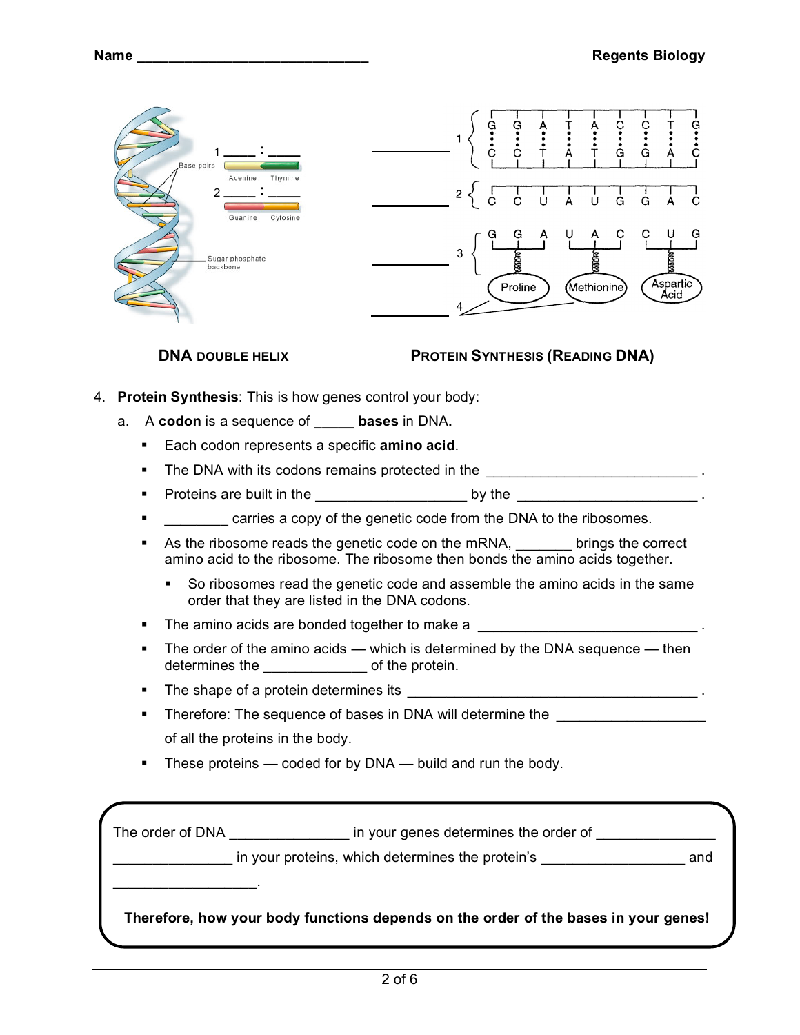Name ______________________________ Regents Biology

1 _____ : _____

Base pairs

Adenine Thymine

2 _____ : _____

Guanine Cytosine

Sugar phosphate backbone

**DNA DOUBLE HELIX**

___________ 1 G G A T A C C T G / C C T A T G G A C

___________ 2 C C U A U G G A C

___________ 3 G G A U A C C U G — Proline, Methionine, Aspartic Acid

___________ 4

**PROTEIN SYNTHESIS (READING DNA)**

4. **Protein Synthesis**: This is how genes control your body:

   a. A **codon** is a sequence of _____ **bases** in DNA**.**

   - Each codon represents a specific **amino acid**.
   - The DNA with its codons remains protected in the ____________________________ .
   - Proteins are built in the ____________________ by the ________________________ .
   - ________ carries a copy of the genetic code from the DNA to the ribosomes.
   - As the ribosome reads the genetic code on the mRNA, _______ brings the correct amino acid to the ribosome. The ribosome then bonds the amino acids together.
     - So ribosomes read the genetic code and assemble the amino acids in the same order that they are listed in the DNA codons.
   - The amino acids are bonded together to make a _____________________________ .
   - The order of the amino acids — which is determined by the DNA sequence — then determines the _____________ of the protein.
   - The shape of a protein determines its ______________________________________ .
   - Therefore: The sequence of bases in DNA will determine the __________________ of all the proteins in the body.
   - These proteins — coded for by DNA — build and run the body.

The order of DNA _______________ in your genes determines the order of _______________ _______________ in your proteins, which determines the protein's __________________ and __________________.

**Therefore, how your body functions depends on the order of the bases in your genes!**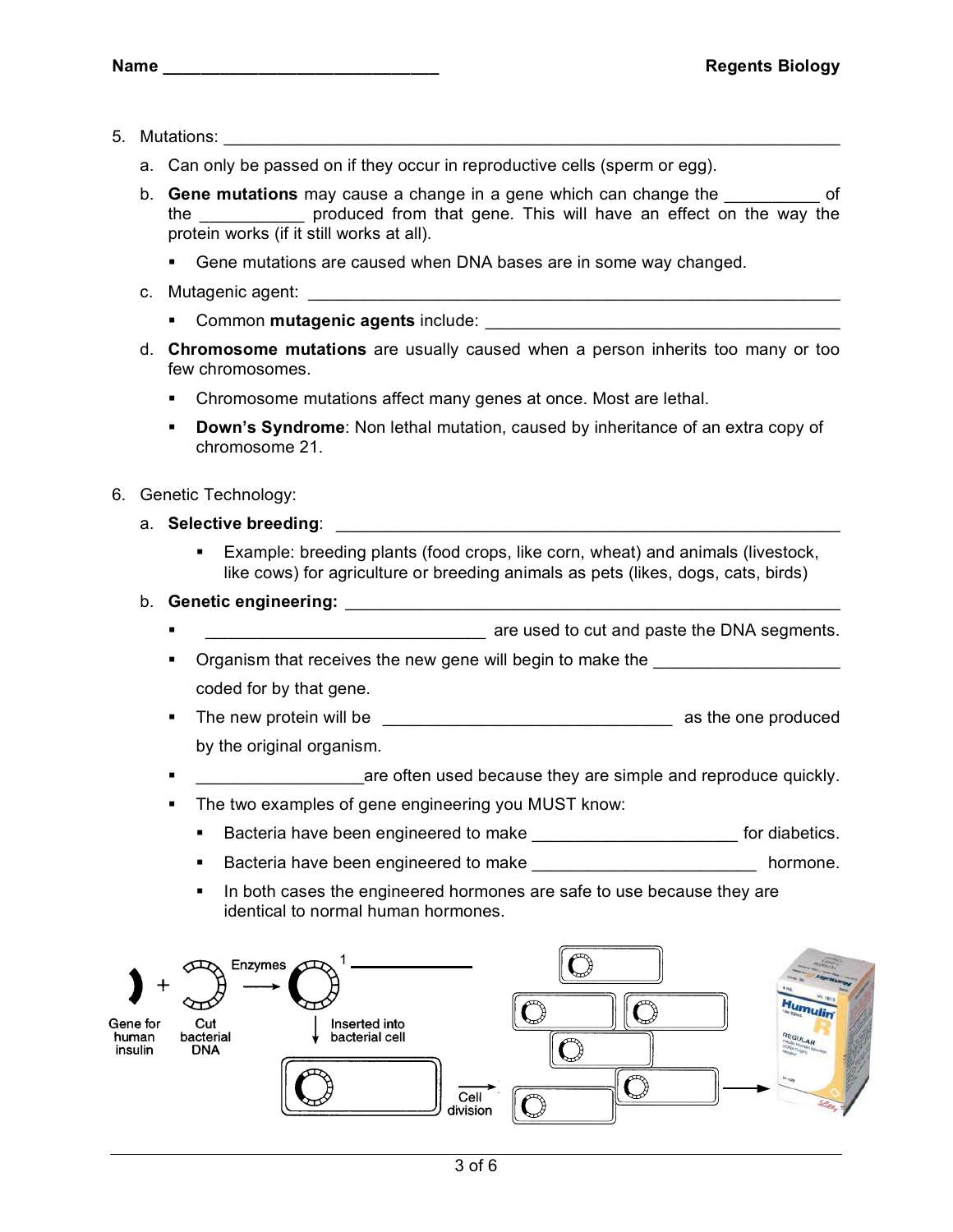Name ______________________________ **Regents Biology**

5. Mutations: ______________________________________________________________
   a. Can only be passed on if they occur in reproductive cells (sperm or egg).
   b. **Gene mutations** may cause a change in a gene which can change the __________ of the ___________ produced from that gene. This will have an effect on the way the protein works (if it still works at all).
      - Gene mutations are caused when DNA bases are in some way changed.
   c. Mutagenic agent: ______________________________________________________
      - Common **mutagenic agents** include: _____________________________________
   d. **Chromosome mutations** are usually caused when a person inherits too many or too few chromosomes.
      - Chromosome mutations affect many genes at once. Most are lethal.
      - **Down's Syndrome**: Non lethal mutation, caused by inheritance of an extra copy of chromosome 21.

6. Genetic Technology:
   a. **Selective breeding**: ______________________________________________________
      - Example: breeding plants (food crops, like corn, wheat) and animals (livestock, like cows) for agriculture or breeding animals as pets (likes, dogs, cats, birds)
   b. **Genetic engineering:** _____________________________________________________
      - _______________________________ are used to cut and paste the DNA segments.
      - Organism that receives the new gene will begin to make the ____________________ coded for by that gene.
      - The new protein will be ________________________________ as the one produced by the original organism.
      - __________________are often used because they are simple and reproduce quickly.
      - The two examples of gene engineering you MUST know:
        - Bacteria have been engineered to make ______________________ for diabetics.
        - Bacteria have been engineered to make ________________________ hormone.
        - In both cases the engineered hormones are safe to use because they are identical to normal human hormones.

Gene for human insulin + Cut bacterial DNA → Enzymes → 1 ____________ → Inserted into bacterial cell → Cell division → Humulin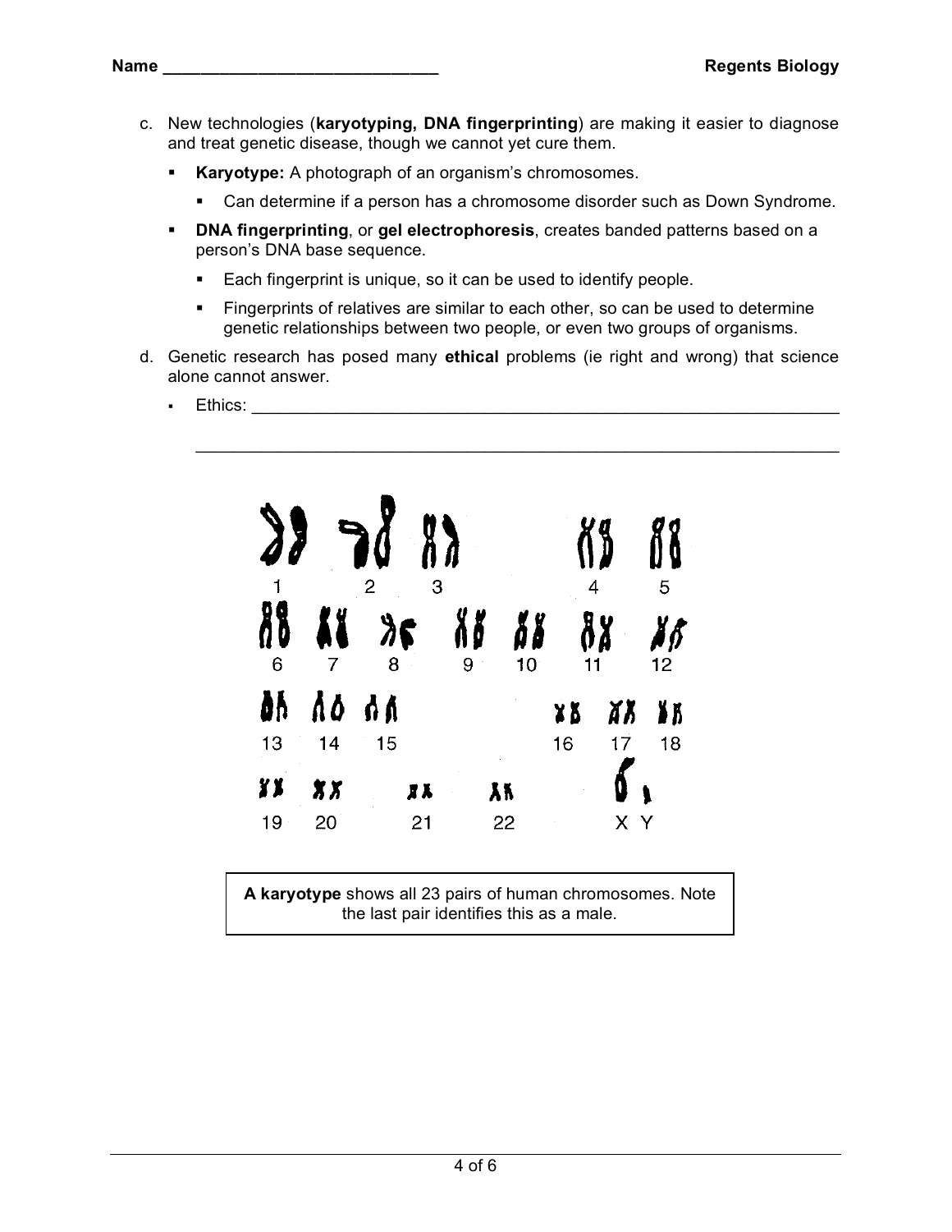c. New technologies (**karyotyping, DNA fingerprinting**) are making it easier to diagnose and treat genetic disease, though we cannot yet cure them.

- **Karyotype:** A photograph of an organism's chromosomes.
  - Can determine if a person has a chromosome disorder such as Down Syndrome.
- **DNA fingerprinting**, or **gel electrophoresis**, creates banded patterns based on a person's DNA base sequence.
  - Each fingerprint is unique, so it can be used to identify people.
  - Fingerprints of relatives are similar to each other, so can be used to determine genetic relationships between two people, or even two groups of organisms.

d. Genetic research has posed many **ethical** problems (ie right and wrong) that science alone cannot answer.

- Ethics: ________________________________________________________________

  ________________________________________________________________________

1 2 3 4 5
6 7 8 9 10 11 12
13 14 15 16 17 18
19 20 21 22 X Y

**A karyotype** shows all 23 pairs of human chromosomes. Note the last pair identifies this as a male.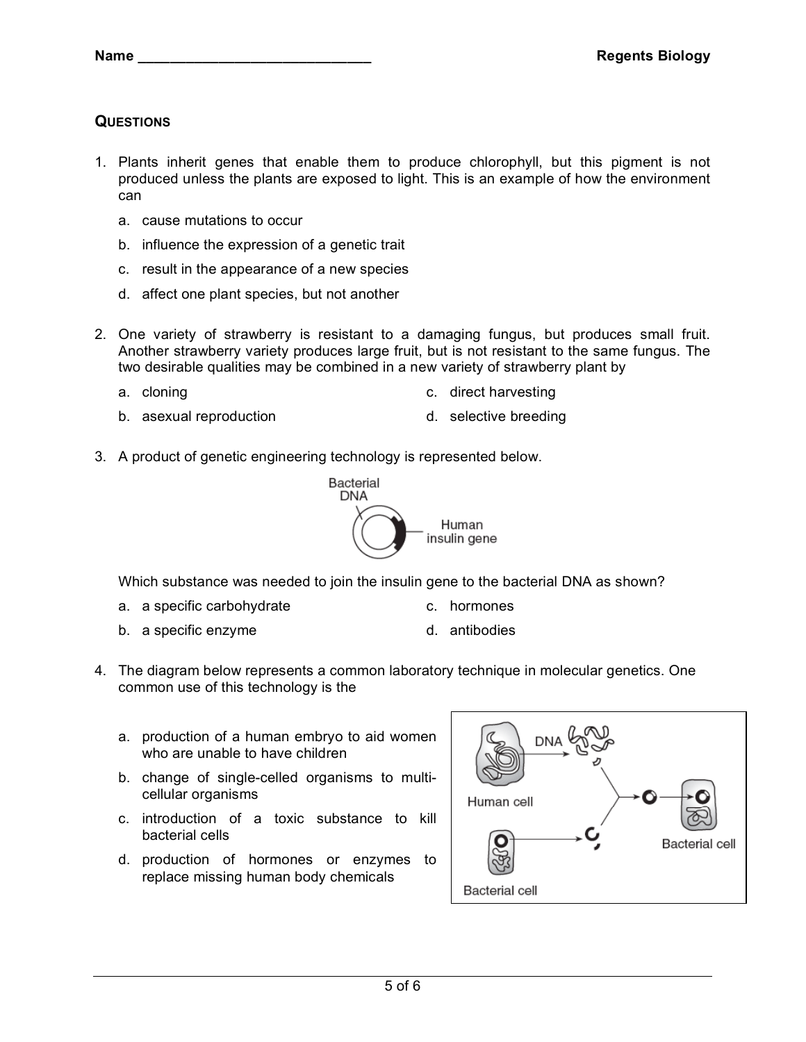Name ______________________________ **Regents Biology**

## QUESTIONS

1. Plants inherit genes that enable them to produce chlorophyll, but this pigment is not produced unless the plants are exposed to light. This is an example of how the environment can

   a. cause mutations to occur
   b. influence the expression of a genetic trait
   c. result in the appearance of a new species
   d. affect one plant species, but not another

2. One variety of strawberry is resistant to a damaging fungus, but produces small fruit. Another strawberry variety produces large fruit, but is not resistant to the same fungus. The two desirable qualities may be combined in a new variety of strawberry plant by

   a. cloning
   b. asexual reproduction
   c. direct harvesting
   d. selective breeding

3. A product of genetic engineering technology is represented below.

   Bacterial DNA

   Human insulin gene

   Which substance was needed to join the insulin gene to the bacterial DNA as shown?

   a. a specific carbohydrate
   b. a specific enzyme
   c. hormones
   d. antibodies

4. The diagram below represents a common laboratory technique in molecular genetics. One common use of this technology is the

   a. production of a human embryo to aid women who are unable to have children
   b. change of single-celled organisms to multi-cellular organisms
   c. introduction of a toxic substance to kill bacterial cells
   d. production of hormones or enzymes to replace missing human body chemicals

   DNA

   Human cell

   Bacterial cell

   Bacterial cell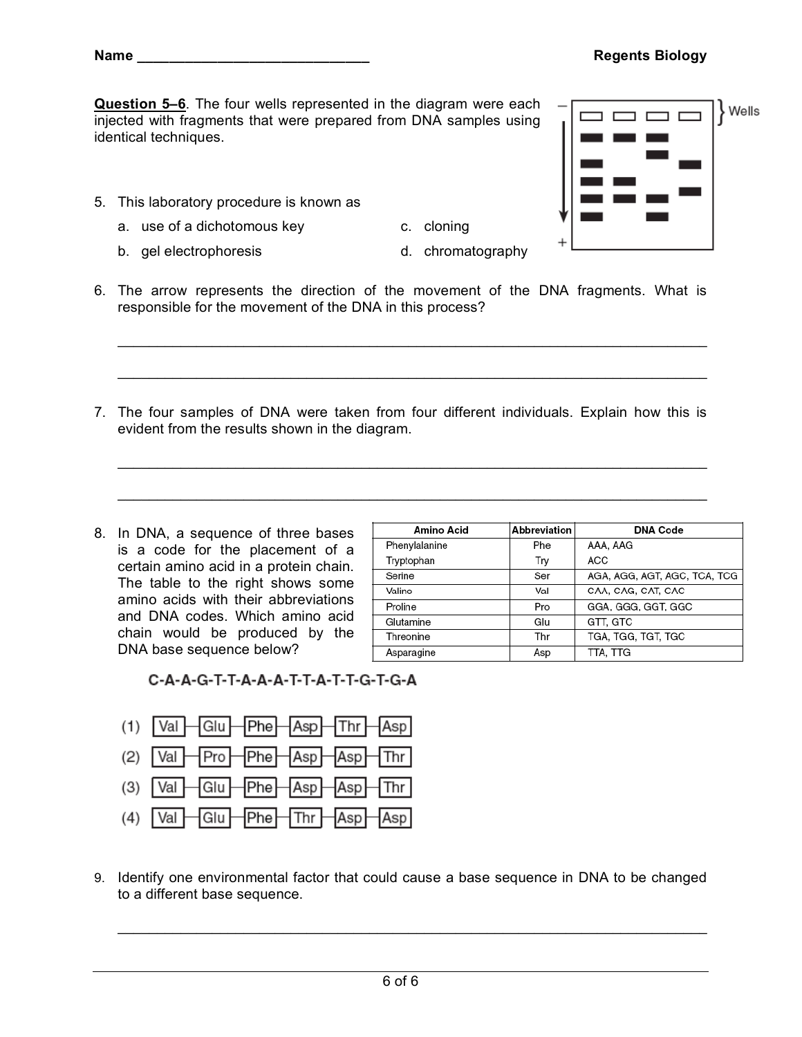**Question 5–6**. The four wells represented in the diagram were each injected with fragments that were prepared from DNA samples using identical techniques.

–

Wells

\+

5. This laboratory procedure is known as
   - a. use of a dichotomous key
   - b. gel electrophoresis
   - c. cloning
   - d. chromatography

6. The arrow represents the direction of the movement of the DNA fragments. What is responsible for the movement of the DNA in this process?

_______________________________________________________________________________

_______________________________________________________________________________

7. The four samples of DNA were taken from four different individuals. Explain how this is evident from the results shown in the diagram.

_______________________________________________________________________________

_______________________________________________________________________________

8. In DNA, a sequence of three bases is a code for the placement of a certain amino acid in a protein chain. The table to the right shows some amino acids with their abbreviations and DNA codes. Which amino acid chain would be produced by the DNA base sequence below?

| Amino Acid | Abbreviation | DNA Code |
|---|---|---|
| Phenylalanine | Phe | AAA, AAG |
| Tryptophan | Try | ACC |
| Serine | Ser | AGA, AGG, AGT, AGC, TCA, TCG |
| Valine | Val | CAA, CAG, CAT, CAC |
| Proline | Pro | GGA, GGG, GGT, GGC |
| Glutamine | Glu | GTT, GTC |
| Threonine | Thr | TGA, TGG, TGT, TGC |
| Asparagine | Asp | TTA, TTG |

**C-A-A-G-T-T-A-A-A-T-T-A-T-T-G-T-G-A**

(1) Val – Glu – Phe – Asp – Thr – Asp

(2) Val – Pro – Phe – Asp – Asp – Thr

(3) Val – Glu – Phe – Asp – Asp – Thr

(4) Val – Glu – Phe – Thr – Asp – Asp

9. Identify one environmental factor that could cause a base sequence in DNA to be changed to a different base sequence.

_______________________________________________________________________________